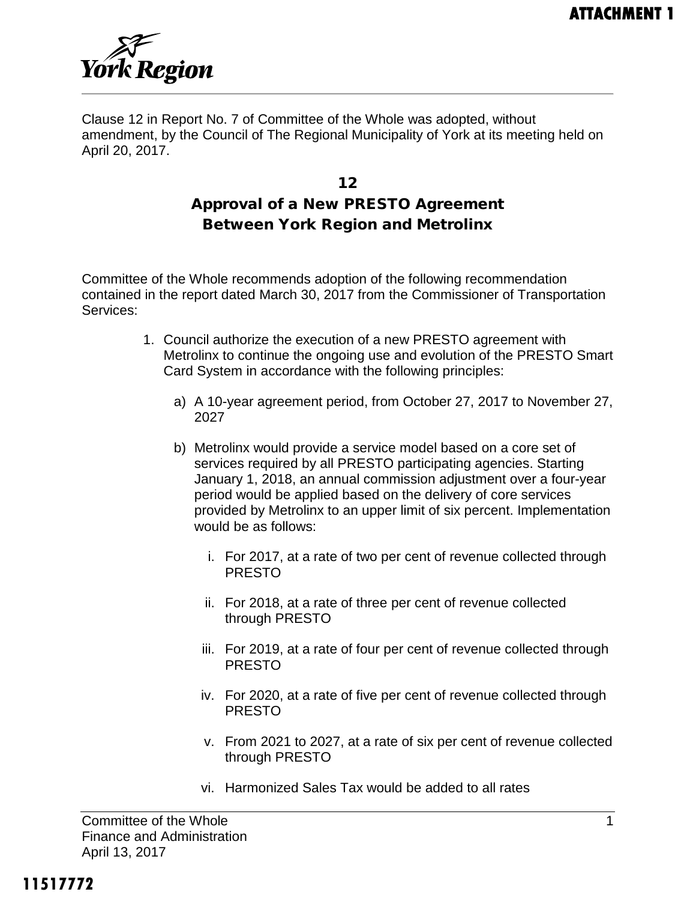ATTACHMENT 1

York Region

Clause 12 in Report No. 7 of Committee of the Whole was adopted, without amendment, by the Council of The Regional Municipality of York at its meeting held on April 20, 2017.

# 12
# Approval of a New PRESTO Agreement Between York Region and Metrolinx

Committee of the Whole recommends adoption of the following recommendation contained in the report dated March 30, 2017 from the Commissioner of Transportation Services:

1. Council authorize the execution of a new PRESTO agreement with Metrolinx to continue the ongoing use and evolution of the PRESTO Smart Card System in accordance with the following principles:

   a) A 10-year agreement period, from October 27, 2017 to November 27, 2027

   b) Metrolinx would provide a service model based on a core set of services required by all PRESTO participating agencies. Starting January 1, 2018, an annual commission adjustment over a four-year period would be applied based on the delivery of core services provided by Metrolinx to an upper limit of six percent. Implementation would be as follows:

      i. For 2017, at a rate of two per cent of revenue collected through PRESTO

      ii. For 2018, at a rate of three per cent of revenue collected through PRESTO

      iii. For 2019, at a rate of four per cent of revenue collected through PRESTO

      iv. For 2020, at a rate of five per cent of revenue collected through PRESTO

      v. From 2021 to 2027, at a rate of six per cent of revenue collected through PRESTO

      vi. Harmonized Sales Tax would be added to all rates

11517772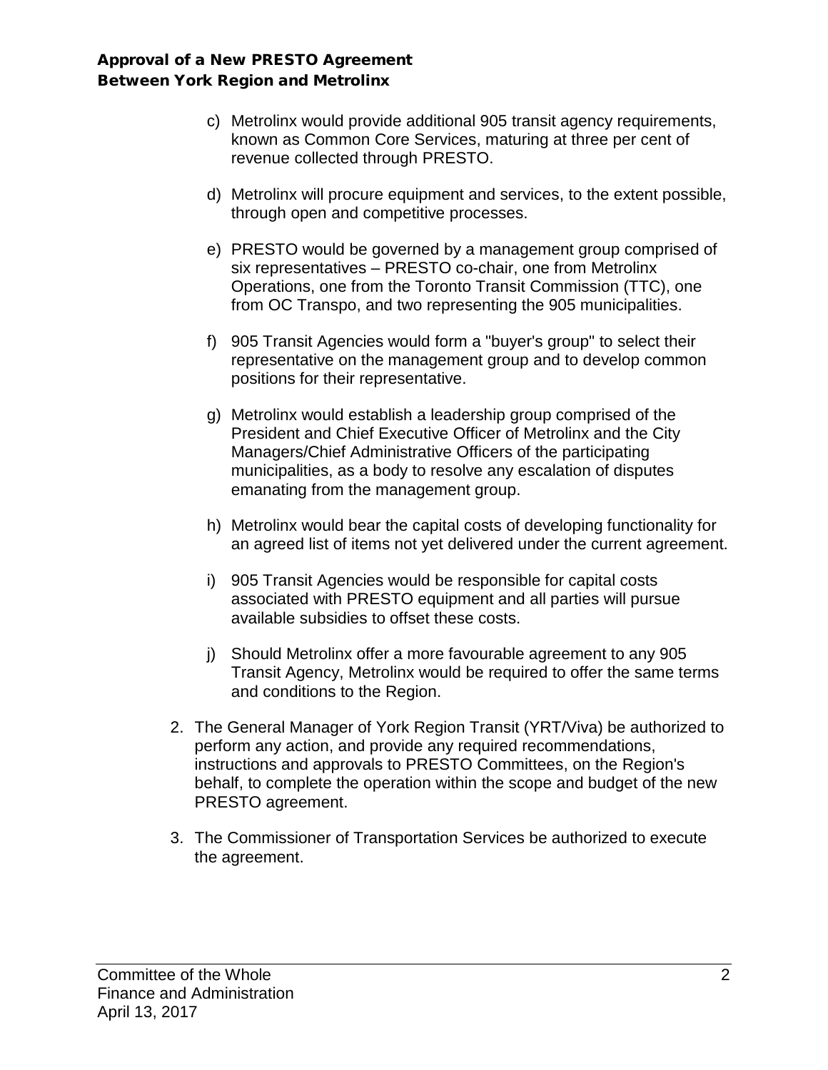c) Metrolinx would provide additional 905 transit agency requirements, known as Common Core Services, maturing at three per cent of revenue collected through PRESTO.

d) Metrolinx will procure equipment and services, to the extent possible, through open and competitive processes.

e) PRESTO would be governed by a management group comprised of six representatives – PRESTO co-chair, one from Metrolinx Operations, one from the Toronto Transit Commission (TTC), one from OC Transpo, and two representing the 905 municipalities.

f) 905 Transit Agencies would form a "buyer's group" to select their representative on the management group and to develop common positions for their representative.

g) Metrolinx would establish a leadership group comprised of the President and Chief Executive Officer of Metrolinx and the City Managers/Chief Administrative Officers of the participating municipalities, as a body to resolve any escalation of disputes emanating from the management group.

h) Metrolinx would bear the capital costs of developing functionality for an agreed list of items not yet delivered under the current agreement.

i) 905 Transit Agencies would be responsible for capital costs associated with PRESTO equipment and all parties will pursue available subsidies to offset these costs.

j) Should Metrolinx offer a more favourable agreement to any 905 Transit Agency, Metrolinx would be required to offer the same terms and conditions to the Region.

2. The General Manager of York Region Transit (YRT/Viva) be authorized to perform any action, and provide any required recommendations, instructions and approvals to PRESTO Committees, on the Region's behalf, to complete the operation within the scope and budget of the new PRESTO agreement.

3. The Commissioner of Transportation Services be authorized to execute the agreement.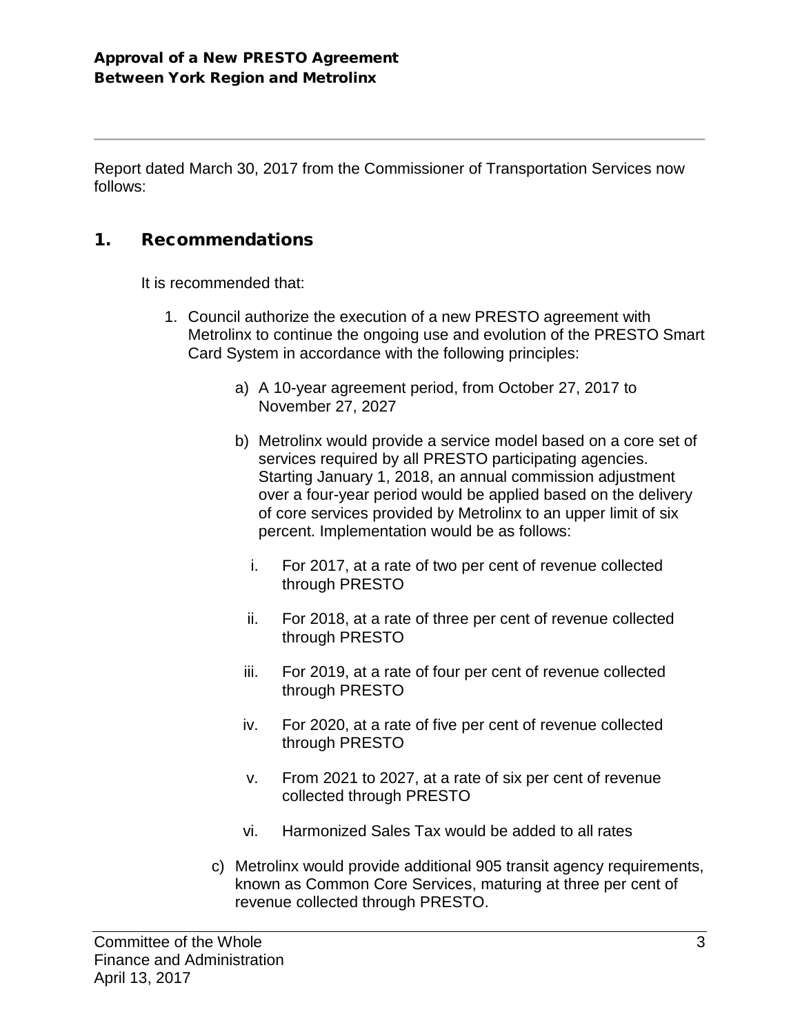**Approval of a New PRESTO Agreement**
**Between York Region and Metrolinx**

---

Report dated March 30, 2017 from the Commissioner of Transportation Services now follows:

## 1. Recommendations

It is recommended that:

1. Council authorize the execution of a new PRESTO agreement with Metrolinx to continue the ongoing use and evolution of the PRESTO Smart Card System in accordance with the following principles:

    a) A 10-year agreement period, from October 27, 2017 to November 27, 2027

    b) Metrolinx would provide a service model based on a core set of services required by all PRESTO participating agencies. Starting January 1, 2018, an annual commission adjustment over a four-year period would be applied based on the delivery of core services provided by Metrolinx to an upper limit of six percent. Implementation would be as follows:

      i. For 2017, at a rate of two per cent of revenue collected through PRESTO

      ii. For 2018, at a rate of three per cent of revenue collected through PRESTO

      iii. For 2019, at a rate of four per cent of revenue collected through PRESTO

      iv. For 2020, at a rate of five per cent of revenue collected through PRESTO

      v. From 2021 to 2027, at a rate of six per cent of revenue collected through PRESTO

      vi. Harmonized Sales Tax would be added to all rates

    c) Metrolinx would provide additional 905 transit agency requirements, known as Common Core Services, maturing at three per cent of revenue collected through PRESTO.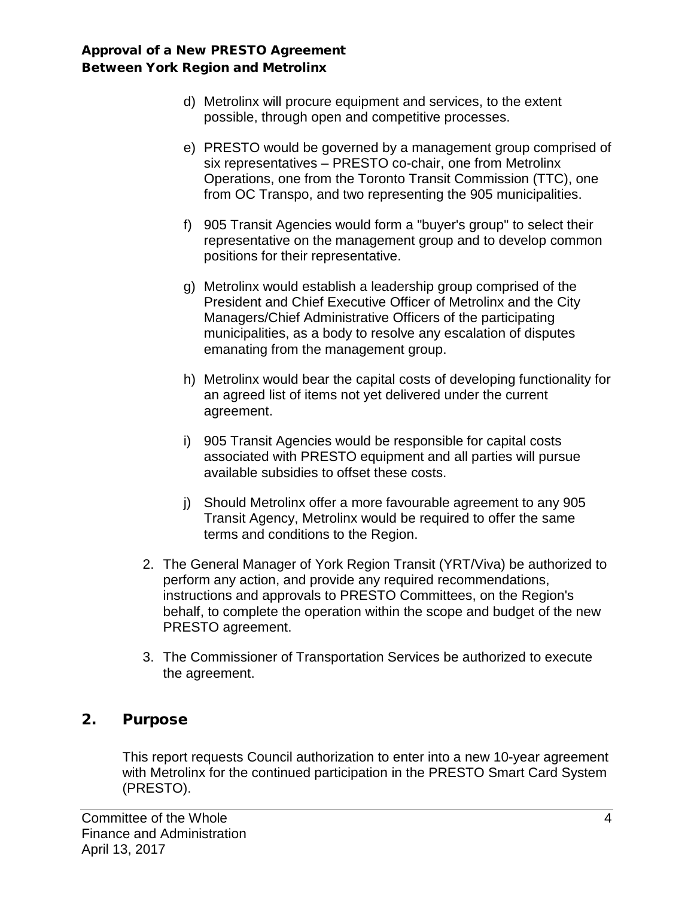d) Metrolinx will procure equipment and services, to the extent possible, through open and competitive processes.

e) PRESTO would be governed by a management group comprised of six representatives – PRESTO co-chair, one from Metrolinx Operations, one from the Toronto Transit Commission (TTC), one from OC Transpo, and two representing the 905 municipalities.

f) 905 Transit Agencies would form a "buyer's group" to select their representative on the management group and to develop common positions for their representative.

g) Metrolinx would establish a leadership group comprised of the President and Chief Executive Officer of Metrolinx and the City Managers/Chief Administrative Officers of the participating municipalities, as a body to resolve any escalation of disputes emanating from the management group.

h) Metrolinx would bear the capital costs of developing functionality for an agreed list of items not yet delivered under the current agreement.

i) 905 Transit Agencies would be responsible for capital costs associated with PRESTO equipment and all parties will pursue available subsidies to offset these costs.

j) Should Metrolinx offer a more favourable agreement to any 905 Transit Agency, Metrolinx would be required to offer the same terms and conditions to the Region.

2. The General Manager of York Region Transit (YRT/Viva) be authorized to perform any action, and provide any required recommendations, instructions and approvals to PRESTO Committees, on the Region's behalf, to complete the operation within the scope and budget of the new PRESTO agreement.

3. The Commissioner of Transportation Services be authorized to execute the agreement.

## 2. Purpose

This report requests Council authorization to enter into a new 10-year agreement with Metrolinx for the continued participation in the PRESTO Smart Card System (PRESTO).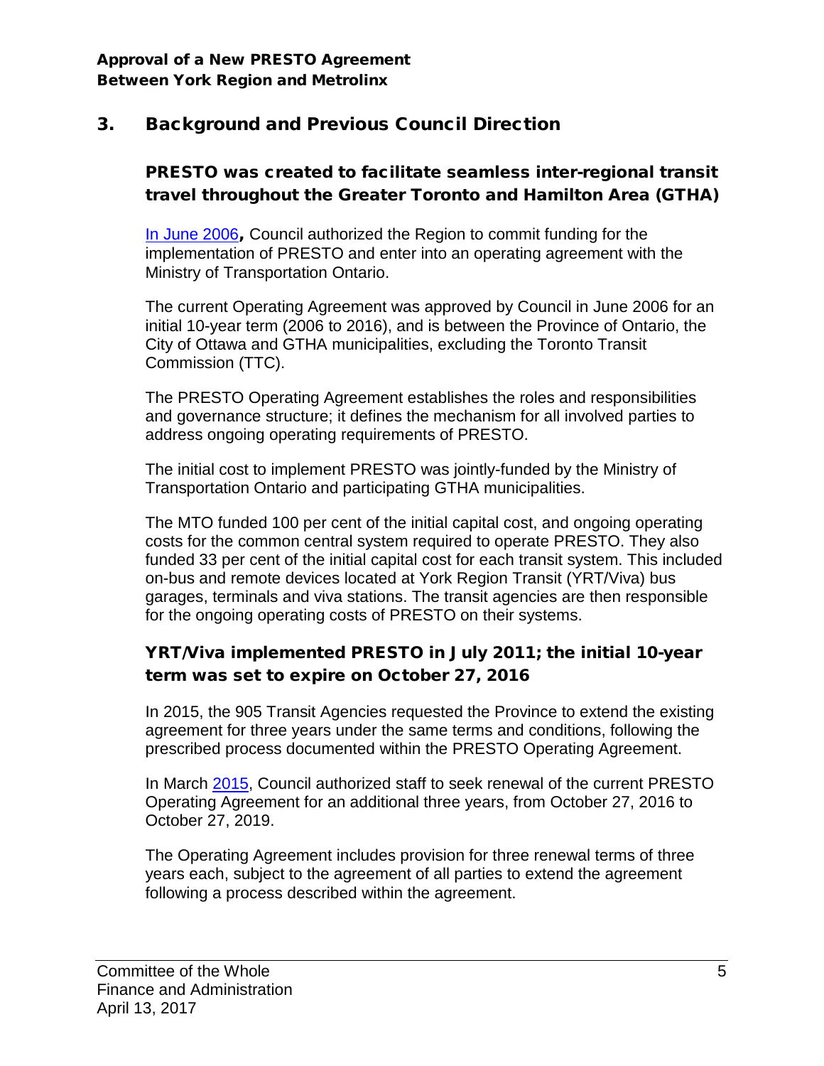## 3. Background and Previous Council Direction

### PRESTO was created to facilitate seamless inter-regional transit travel throughout the Greater Toronto and Hamilton Area (GTHA)

In June 2006, Council authorized the Region to commit funding for the implementation of PRESTO and enter into an operating agreement with the Ministry of Transportation Ontario.

The current Operating Agreement was approved by Council in June 2006 for an initial 10-year term (2006 to 2016), and is between the Province of Ontario, the City of Ottawa and GTHA municipalities, excluding the Toronto Transit Commission (TTC).

The PRESTO Operating Agreement establishes the roles and responsibilities and governance structure; it defines the mechanism for all involved parties to address ongoing operating requirements of PRESTO.

The initial cost to implement PRESTO was jointly-funded by the Ministry of Transportation Ontario and participating GTHA municipalities.

The MTO funded 100 per cent of the initial capital cost, and ongoing operating costs for the common central system required to operate PRESTO. They also funded 33 per cent of the initial capital cost for each transit system. This included on-bus and remote devices located at York Region Transit (YRT/Viva) bus garages, terminals and viva stations. The transit agencies are then responsible for the ongoing operating costs of PRESTO on their systems.

### YRT/Viva implemented PRESTO in July 2011; the initial 10-year term was set to expire on October 27, 2016

In 2015, the 905 Transit Agencies requested the Province to extend the existing agreement for three years under the same terms and conditions, following the prescribed process documented within the PRESTO Operating Agreement.

In March 2015, Council authorized staff to seek renewal of the current PRESTO Operating Agreement for an additional three years, from October 27, 2016 to October 27, 2019.

The Operating Agreement includes provision for three renewal terms of three years each, subject to the agreement of all parties to extend the agreement following a process described within the agreement.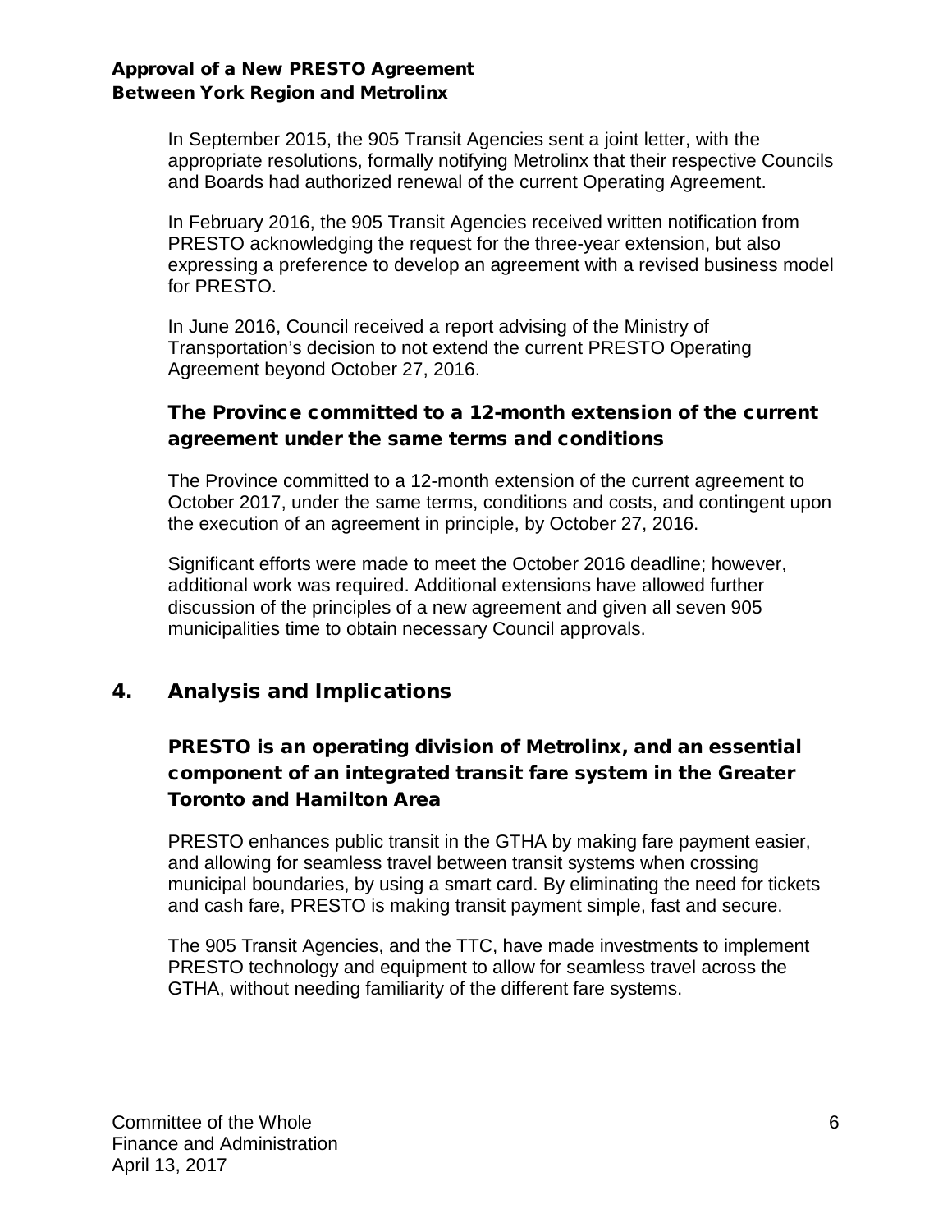In September 2015, the 905 Transit Agencies sent a joint letter, with the appropriate resolutions, formally notifying Metrolinx that their respective Councils and Boards had authorized renewal of the current Operating Agreement.

In February 2016, the 905 Transit Agencies received written notification from PRESTO acknowledging the request for the three-year extension, but also expressing a preference to develop an agreement with a revised business model for PRESTO.

In June 2016, Council received a report advising of the Ministry of Transportation's decision to not extend the current PRESTO Operating Agreement beyond October 27, 2016.

### The Province committed to a 12-month extension of the current agreement under the same terms and conditions

The Province committed to a 12-month extension of the current agreement to October 2017, under the same terms, conditions and costs, and contingent upon the execution of an agreement in principle, by October 27, 2016.

Significant efforts were made to meet the October 2016 deadline; however, additional work was required. Additional extensions have allowed further discussion of the principles of a new agreement and given all seven 905 municipalities time to obtain necessary Council approvals.

## 4. Analysis and Implications

### PRESTO is an operating division of Metrolinx, and an essential component of an integrated transit fare system in the Greater Toronto and Hamilton Area

PRESTO enhances public transit in the GTHA by making fare payment easier, and allowing for seamless travel between transit systems when crossing municipal boundaries, by using a smart card. By eliminating the need for tickets and cash fare, PRESTO is making transit payment simple, fast and secure.

The 905 Transit Agencies, and the TTC, have made investments to implement PRESTO technology and equipment to allow for seamless travel across the GTHA, without needing familiarity of the different fare systems.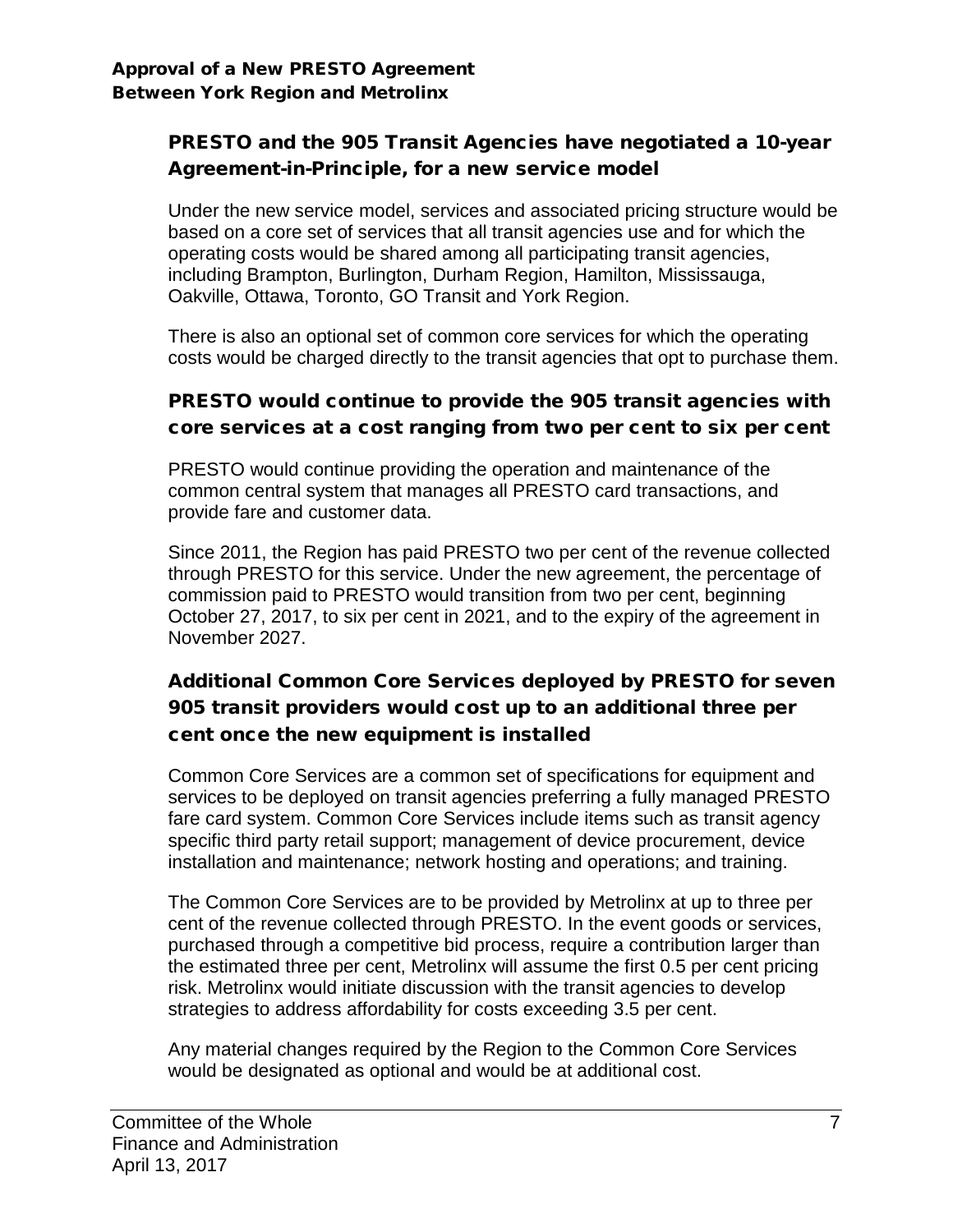## PRESTO and the 905 Transit Agencies have negotiated a 10-year Agreement-in-Principle, for a new service model

Under the new service model, services and associated pricing structure would be based on a core set of services that all transit agencies use and for which the operating costs would be shared among all participating transit agencies, including Brampton, Burlington, Durham Region, Hamilton, Mississauga, Oakville, Ottawa, Toronto, GO Transit and York Region.

There is also an optional set of common core services for which the operating costs would be charged directly to the transit agencies that opt to purchase them.

## PRESTO would continue to provide the 905 transit agencies with core services at a cost ranging from two per cent to six per cent

PRESTO would continue providing the operation and maintenance of the common central system that manages all PRESTO card transactions, and provide fare and customer data.

Since 2011, the Region has paid PRESTO two per cent of the revenue collected through PRESTO for this service. Under the new agreement, the percentage of commission paid to PRESTO would transition from two per cent, beginning October 27, 2017, to six per cent in 2021, and to the expiry of the agreement in November 2027.

## Additional Common Core Services deployed by PRESTO for seven 905 transit providers would cost up to an additional three per cent once the new equipment is installed

Common Core Services are a common set of specifications for equipment and services to be deployed on transit agencies preferring a fully managed PRESTO fare card system. Common Core Services include items such as transit agency specific third party retail support; management of device procurement, device installation and maintenance; network hosting and operations; and training.

The Common Core Services are to be provided by Metrolinx at up to three per cent of the revenue collected through PRESTO. In the event goods or services, purchased through a competitive bid process, require a contribution larger than the estimated three per cent, Metrolinx will assume the first 0.5 per cent pricing risk. Metrolinx would initiate discussion with the transit agencies to develop strategies to address affordability for costs exceeding 3.5 per cent.

Any material changes required by the Region to the Common Core Services would be designated as optional and would be at additional cost.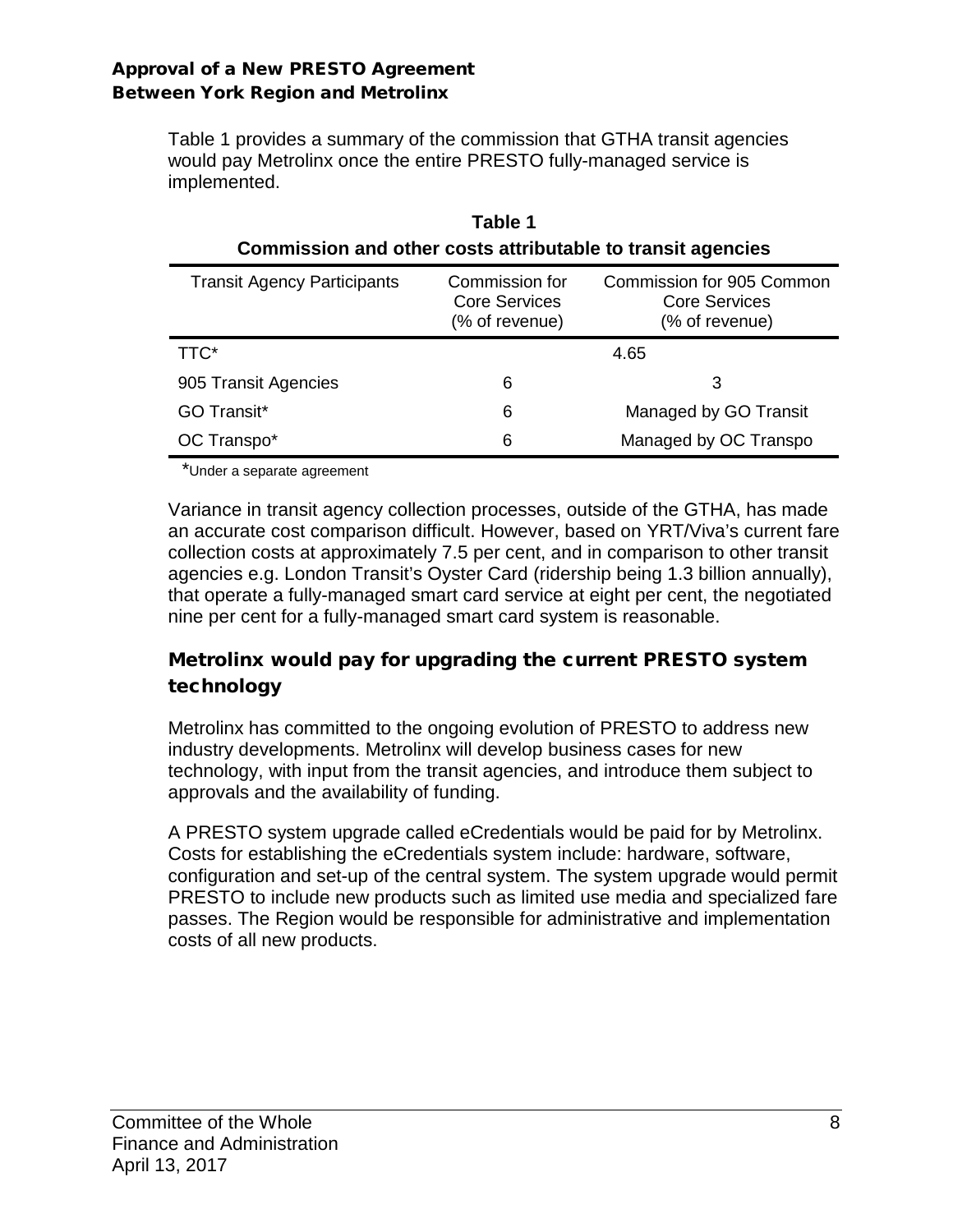Table 1 provides a summary of the commission that GTHA transit agencies would pay Metrolinx once the entire PRESTO fully-managed service is implemented.

**Table 1**
**Commission and other costs attributable to transit agencies**

| Transit Agency Participants | Commission for Core Services (% of revenue) | Commission for 905 Common Core Services (% of revenue) |
|---|---|---|
| TTC* | 4.65 | |
| 905 Transit Agencies | 6 | 3 |
| GO Transit* | 6 | Managed by GO Transit |
| OC Transpo* | 6 | Managed by OC Transpo |

*Under a separate agreement

Variance in transit agency collection processes, outside of the GTHA, has made an accurate cost comparison difficult. However, based on YRT/Viva's current fare collection costs at approximately 7.5 per cent, and in comparison to other transit agencies e.g. London Transit's Oyster Card (ridership being 1.3 billion annually), that operate a fully-managed smart card service at eight per cent, the negotiated nine per cent for a fully-managed smart card system is reasonable.

## Metrolinx would pay for upgrading the current PRESTO system technology

Metrolinx has committed to the ongoing evolution of PRESTO to address new industry developments. Metrolinx will develop business cases for new technology, with input from the transit agencies, and introduce them subject to approvals and the availability of funding.

A PRESTO system upgrade called eCredentials would be paid for by Metrolinx. Costs for establishing the eCredentials system include: hardware, software, configuration and set-up of the central system. The system upgrade would permit PRESTO to include new products such as limited use media and specialized fare passes. The Region would be responsible for administrative and implementation costs of all new products.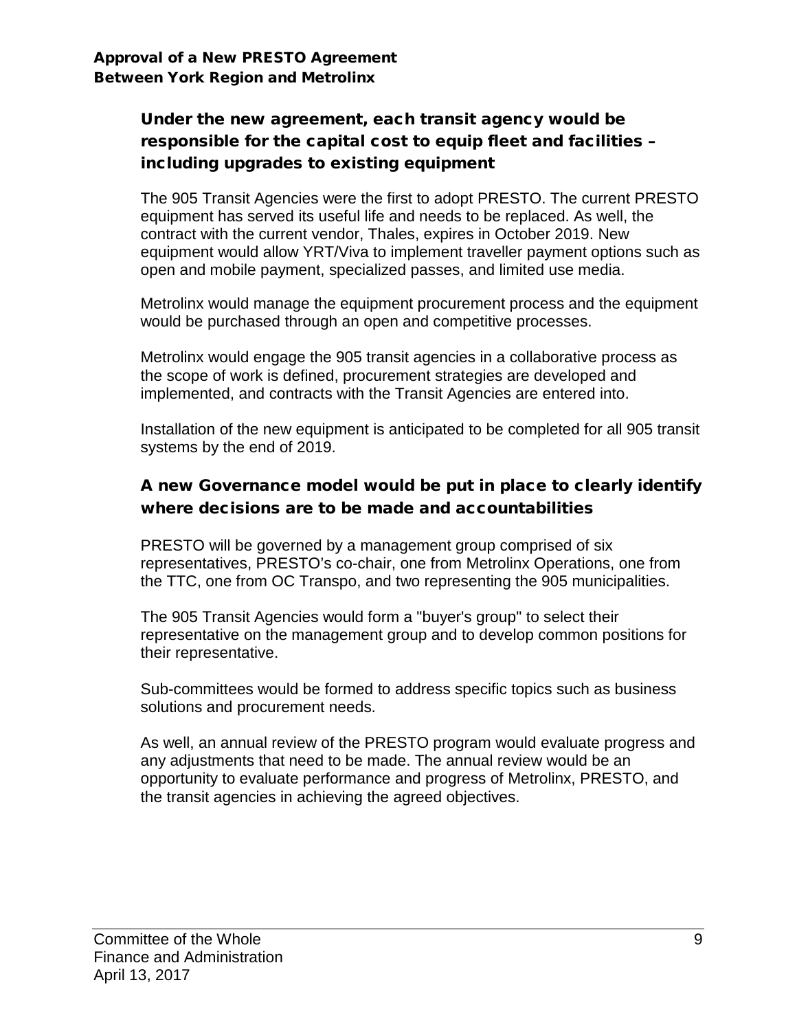## Under the new agreement, each transit agency would be responsible for the capital cost to equip fleet and facilities – including upgrades to existing equipment

The 905 Transit Agencies were the first to adopt PRESTO. The current PRESTO equipment has served its useful life and needs to be replaced. As well, the contract with the current vendor, Thales, expires in October 2019. New equipment would allow YRT/Viva to implement traveller payment options such as open and mobile payment, specialized passes, and limited use media.

Metrolinx would manage the equipment procurement process and the equipment would be purchased through an open and competitive processes.

Metrolinx would engage the 905 transit agencies in a collaborative process as the scope of work is defined, procurement strategies are developed and implemented, and contracts with the Transit Agencies are entered into.

Installation of the new equipment is anticipated to be completed for all 905 transit systems by the end of 2019.

## A new Governance model would be put in place to clearly identify where decisions are to be made and accountabilities

PRESTO will be governed by a management group comprised of six representatives, PRESTO's co-chair, one from Metrolinx Operations, one from the TTC, one from OC Transpo, and two representing the 905 municipalities.

The 905 Transit Agencies would form a "buyer's group" to select their representative on the management group and to develop common positions for their representative.

Sub-committees would be formed to address specific topics such as business solutions and procurement needs.

As well, an annual review of the PRESTO program would evaluate progress and any adjustments that need to be made. The annual review would be an opportunity to evaluate performance and progress of Metrolinx, PRESTO, and the transit agencies in achieving the agreed objectives.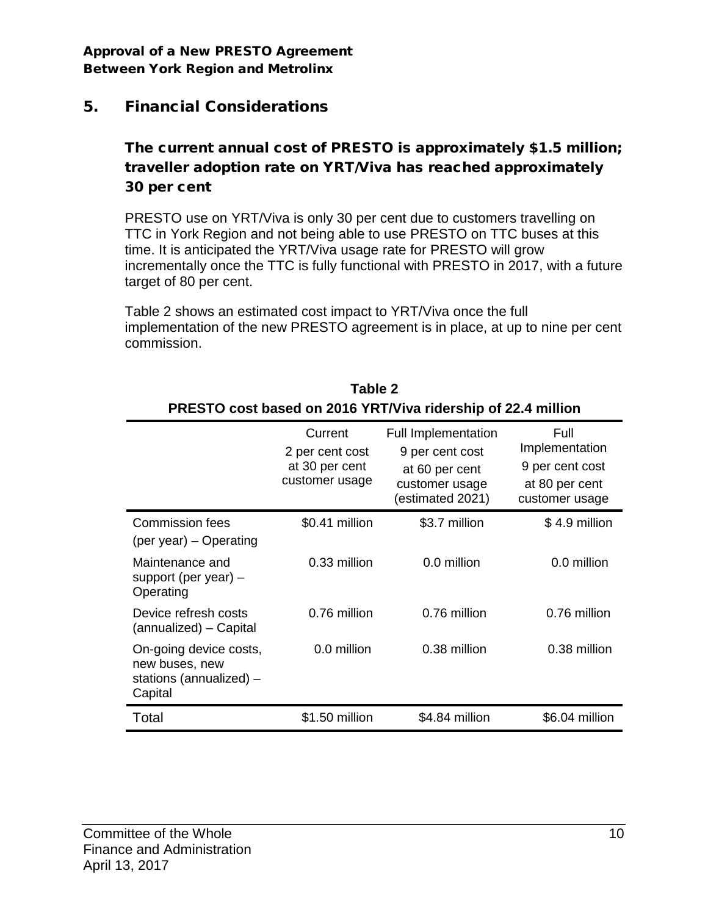## 5. Financial Considerations

### The current annual cost of PRESTO is approximately $1.5 million; traveller adoption rate on YRT/Viva has reached approximately 30 per cent

PRESTO use on YRT/Viva is only 30 per cent due to customers travelling on TTC in York Region and not being able to use PRESTO on TTC buses at this time. It is anticipated the YRT/Viva usage rate for PRESTO will grow incrementally once the TTC is fully functional with PRESTO in 2017, with a future target of 80 per cent.

Table 2 shows an estimated cost impact to YRT/Viva once the full implementation of the new PRESTO agreement is in place, at up to nine per cent commission.

**Table 2**
**PRESTO cost based on 2016 YRT/Viva ridership of 22.4 million**

| | Current 2 per cent cost at 30 per cent customer usage | Full Implementation 9 per cent cost at 60 per cent customer usage (estimated 2021) | Full Implementation 9 per cent cost at 80 per cent customer usage |
|---|---|---|---|
| Commission fees (per year) – Operating | $0.41 million | $3.7 million | $ 4.9 million |
| Maintenance and support (per year) – Operating | 0.33 million | 0.0 million | 0.0 million |
| Device refresh costs (annualized) – Capital | 0.76 million | 0.76 million | 0.76 million |
| On-going device costs, new buses, new stations (annualized) – Capital | 0.0 million | 0.38 million | 0.38 million |
| Total | $1.50 million | $4.84 million | $6.04 million |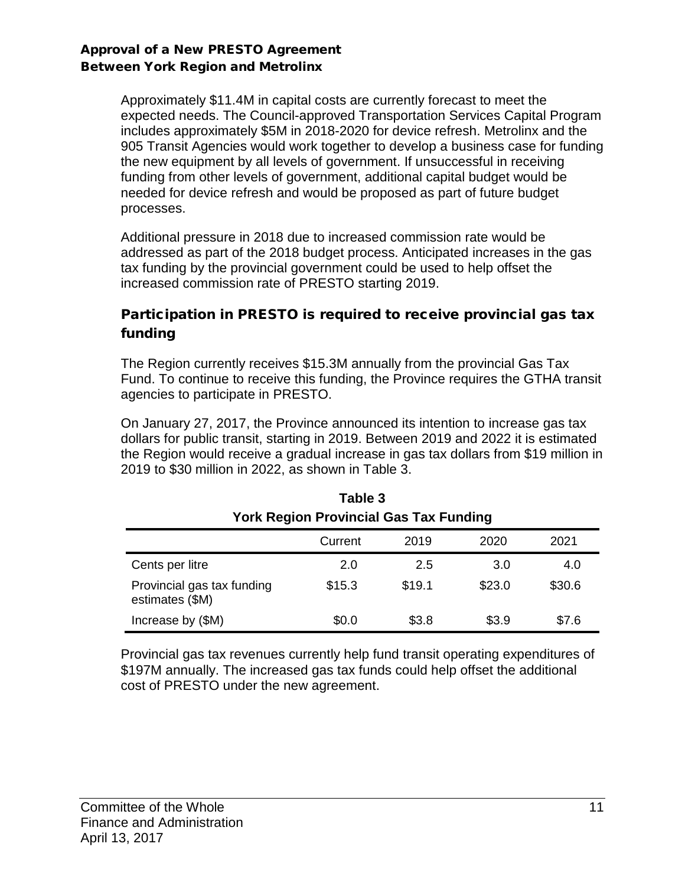Approximately \$11.4M in capital costs are currently forecast to meet the expected needs. The Council-approved Transportation Services Capital Program includes approximately \$5M in 2018-2020 for device refresh. Metrolinx and the 905 Transit Agencies would work together to develop a business case for funding the new equipment by all levels of government. If unsuccessful in receiving funding from other levels of government, additional capital budget would be needed for device refresh and would be proposed as part of future budget processes.

Additional pressure in 2018 due to increased commission rate would be addressed as part of the 2018 budget process. Anticipated increases in the gas tax funding by the provincial government could be used to help offset the increased commission rate of PRESTO starting 2019.

## Participation in PRESTO is required to receive provincial gas tax funding

The Region currently receives \$15.3M annually from the provincial Gas Tax Fund. To continue to receive this funding, the Province requires the GTHA transit agencies to participate in PRESTO.

On January 27, 2017, the Province announced its intention to increase gas tax dollars for public transit, starting in 2019. Between 2019 and 2022 it is estimated the Region would receive a gradual increase in gas tax dollars from \$19 million in 2019 to \$30 million in 2022, as shown in Table 3.

**Table 3**
**York Region Provincial Gas Tax Funding**

| | Current | 2019 | 2020 | 2021 |
|---|---|---|---|---|
| Cents per litre | 2.0 | 2.5 | 3.0 | 4.0 |
| Provincial gas tax funding estimates (\$M) | \$15.3 | \$19.1 | \$23.0 | \$30.6 |
| Increase by (\$M) | \$0.0 | \$3.8 | \$3.9 | \$7.6 |

Provincial gas tax revenues currently help fund transit operating expenditures of \$197M annually. The increased gas tax funds could help offset the additional cost of PRESTO under the new agreement.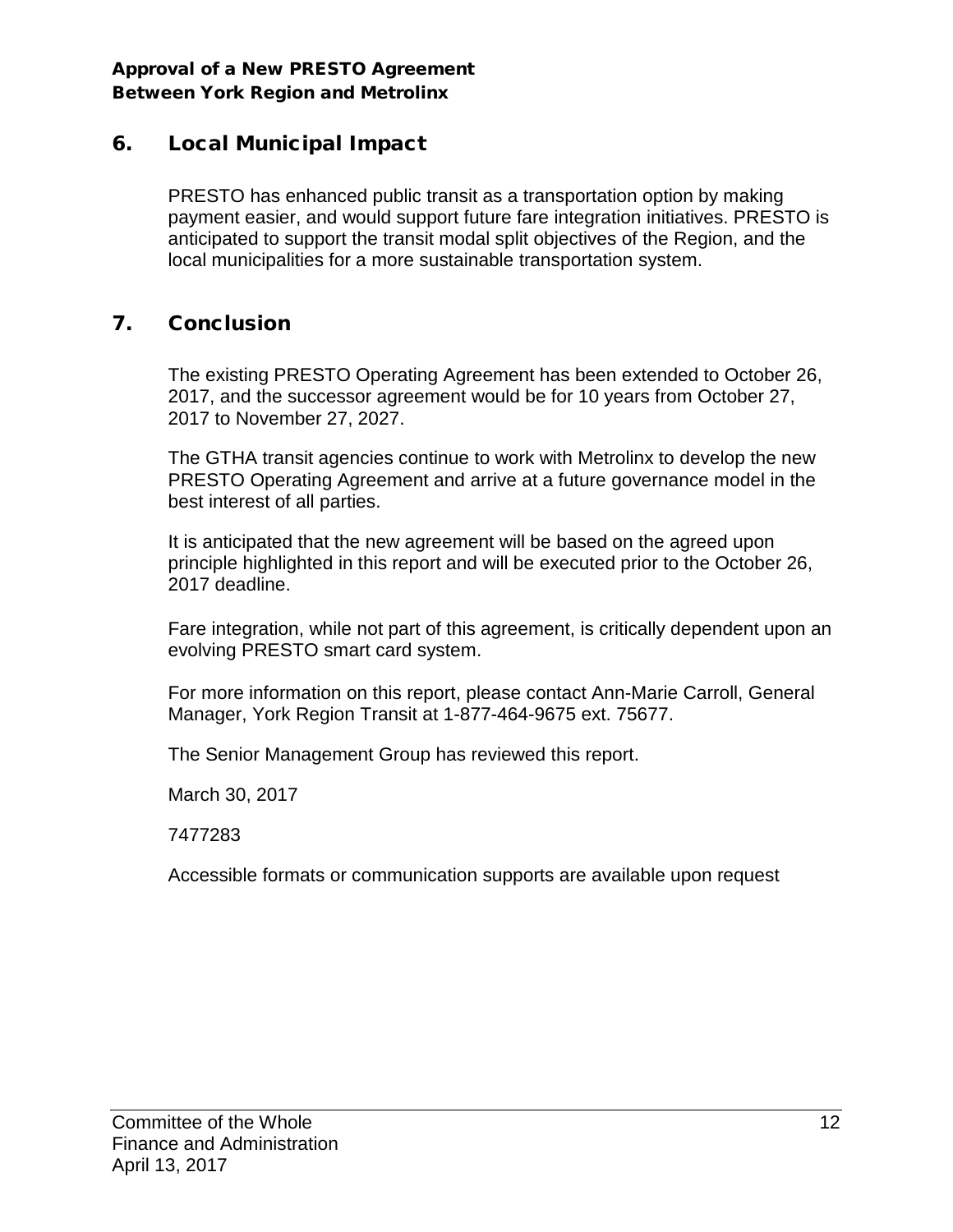## 6. Local Municipal Impact

PRESTO has enhanced public transit as a transportation option by making payment easier, and would support future fare integration initiatives. PRESTO is anticipated to support the transit modal split objectives of the Region, and the local municipalities for a more sustainable transportation system.

## 7. Conclusion

The existing PRESTO Operating Agreement has been extended to October 26, 2017, and the successor agreement would be for 10 years from October 27, 2017 to November 27, 2027.

The GTHA transit agencies continue to work with Metrolinx to develop the new PRESTO Operating Agreement and arrive at a future governance model in the best interest of all parties.

It is anticipated that the new agreement will be based on the agreed upon principle highlighted in this report and will be executed prior to the October 26, 2017 deadline.

Fare integration, while not part of this agreement, is critically dependent upon an evolving PRESTO smart card system.

For more information on this report, please contact Ann-Marie Carroll, General Manager, York Region Transit at 1-877-464-9675 ext. 75677.

The Senior Management Group has reviewed this report.

March 30, 2017

7477283

Accessible formats or communication supports are available upon request